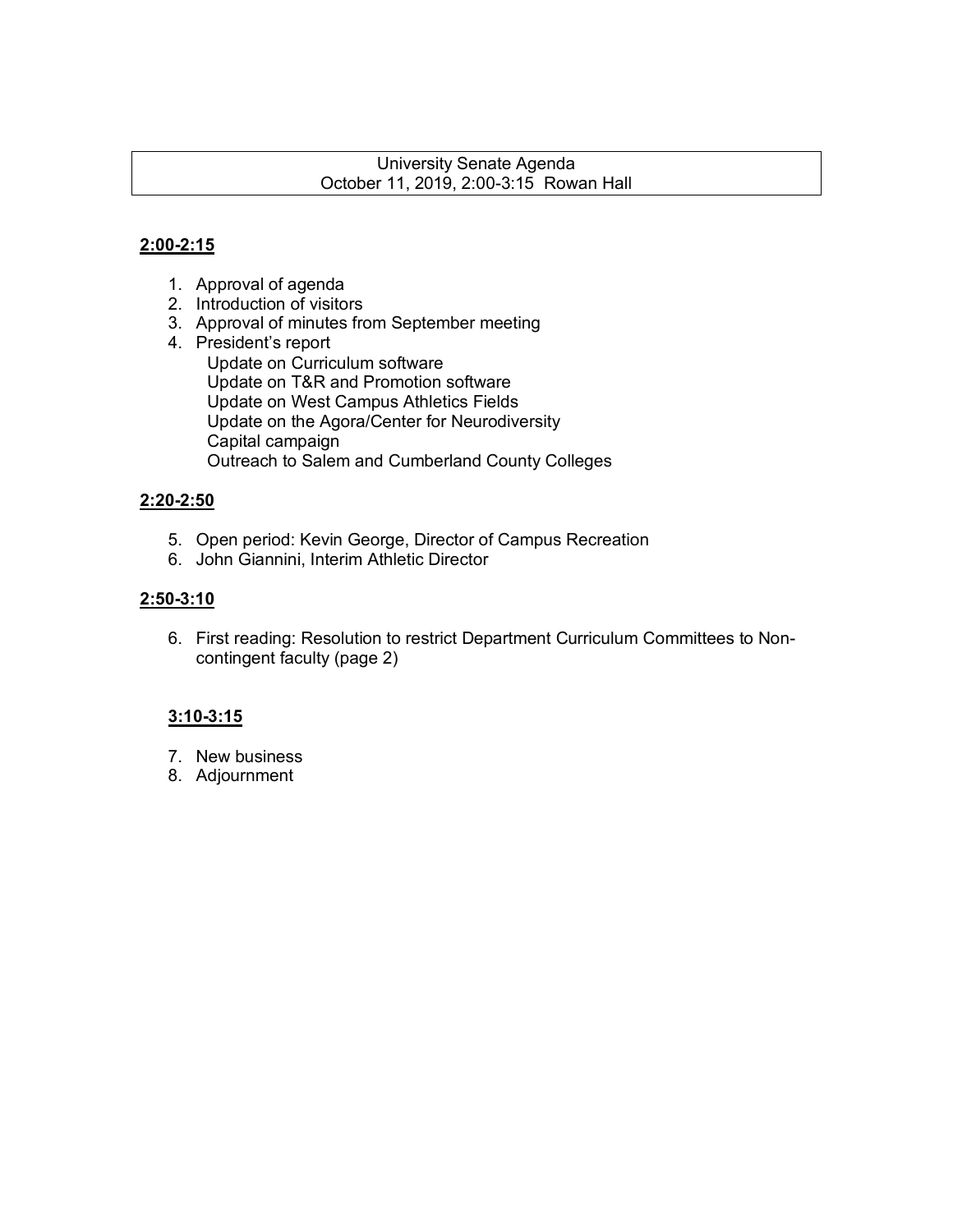University Senate Agenda
October 11, 2019, 2:00-3:15 Rowan Hall

**2:00-2:15**

1. Approval of agenda
2. Introduction of visitors
3. Approval of minutes from September meeting
4. President's report
   - Update on Curriculum software
   - Update on T&R and Promotion software
   - Update on West Campus Athletics Fields
   - Update on the Agora/Center for Neurodiversity
   - Capital campaign
   - Outreach to Salem and Cumberland County Colleges

**2:20-2:50**

5. Open period: Kevin George, Director of Campus Recreation
6. John Giannini, Interim Athletic Director

**2:50-3:10**

6. First reading: Resolution to restrict Department Curriculum Committees to Non-contingent faculty (page 2)

**3:10-3:15**

7. New business
8. Adjournment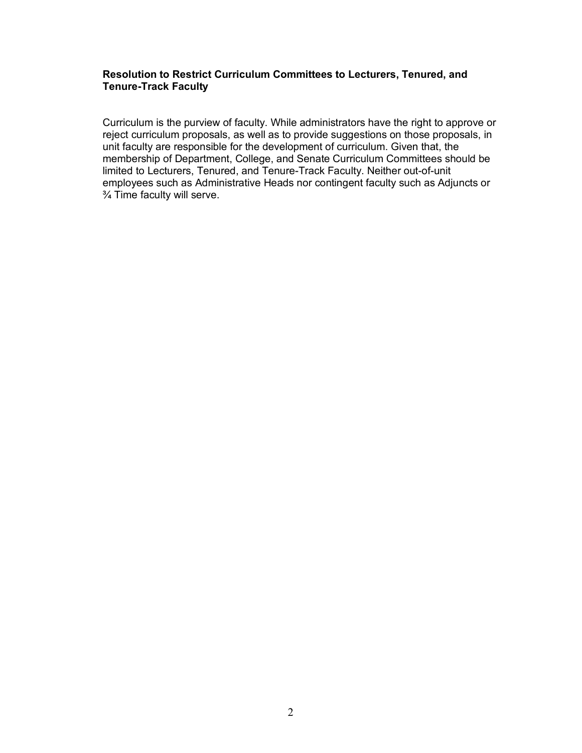**Resolution to Restrict Curriculum Committees to Lecturers, Tenured, and Tenure-Track Faculty**

Curriculum is the purview of faculty. While administrators have the right to approve or reject curriculum proposals, as well as to provide suggestions on those proposals, in unit faculty are responsible for the development of curriculum. Given that, the membership of Department, College, and Senate Curriculum Committees should be limited to Lecturers, Tenured, and Tenure-Track Faculty. Neither out-of-unit employees such as Administrative Heads nor contingent faculty such as Adjuncts or ¾ Time faculty will serve.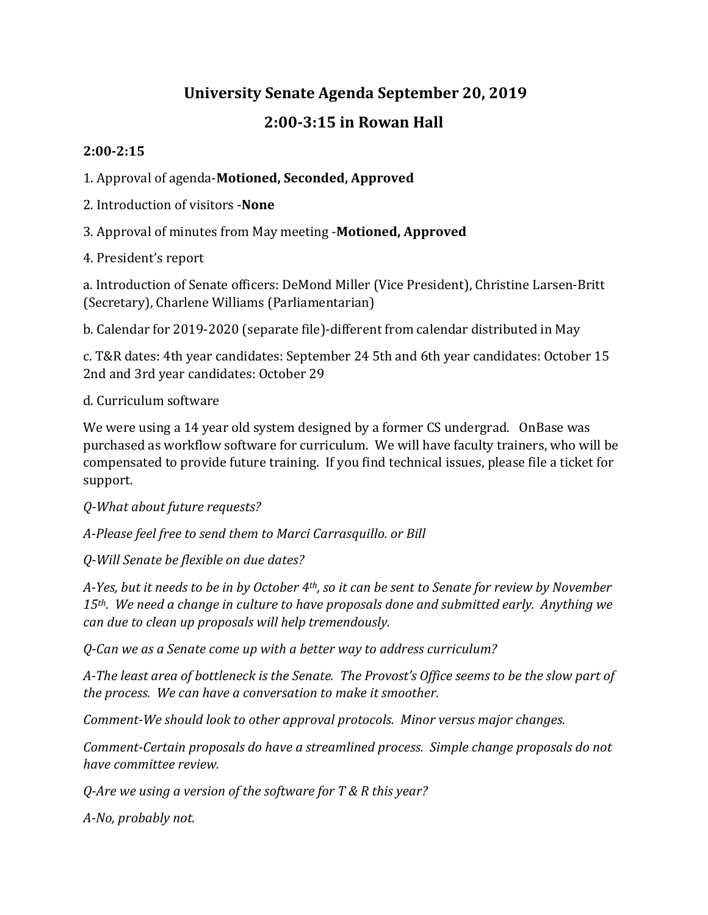# University Senate Agenda September 20, 2019

## 2:00-3:15 in Rowan Hall

**2:00-2:15**

1. Approval of agenda-**Motioned, Seconded, Approved**

2. Introduction of visitors -**None**

3. Approval of minutes from May meeting -**Motioned, Approved**

4. President's report

a. Introduction of Senate officers: DeMond Miller (Vice President), Christine Larsen-Britt (Secretary), Charlene Williams (Parliamentarian)

b. Calendar for 2019-2020 (separate file)-different from calendar distributed in May

c. T&R dates: 4th year candidates: September 24 5th and 6th year candidates: October 15 2nd and 3rd year candidates: October 29

d. Curriculum software

We were using a 14 year old system designed by a former CS undergrad. OnBase was purchased as workflow software for curriculum. We will have faculty trainers, who will be compensated to provide future training. If you find technical issues, please file a ticket for support.

*Q-What about future requests?*

*A-Please feel free to send them to Marci Carrasquillo. or Bill*

*Q-Will Senate be flexible on due dates?*

*A-Yes, but it needs to be in by October 4th, so it can be sent to Senate for review by November 15th. We need a change in culture to have proposals done and submitted early. Anything we can due to clean up proposals will help tremendously.*

*Q-Can we as a Senate come up with a better way to address curriculum?*

*A-The least area of bottleneck is the Senate. The Provost's Office seems to be the slow part of the process. We can have a conversation to make it smoother.*

*Comment-We should look to other approval protocols. Minor versus major changes.*

*Comment-Certain proposals do have a streamlined process. Simple change proposals do not have committee review.*

*Q-Are we using a version of the software for T & R this year?*

*A-No, probably not.*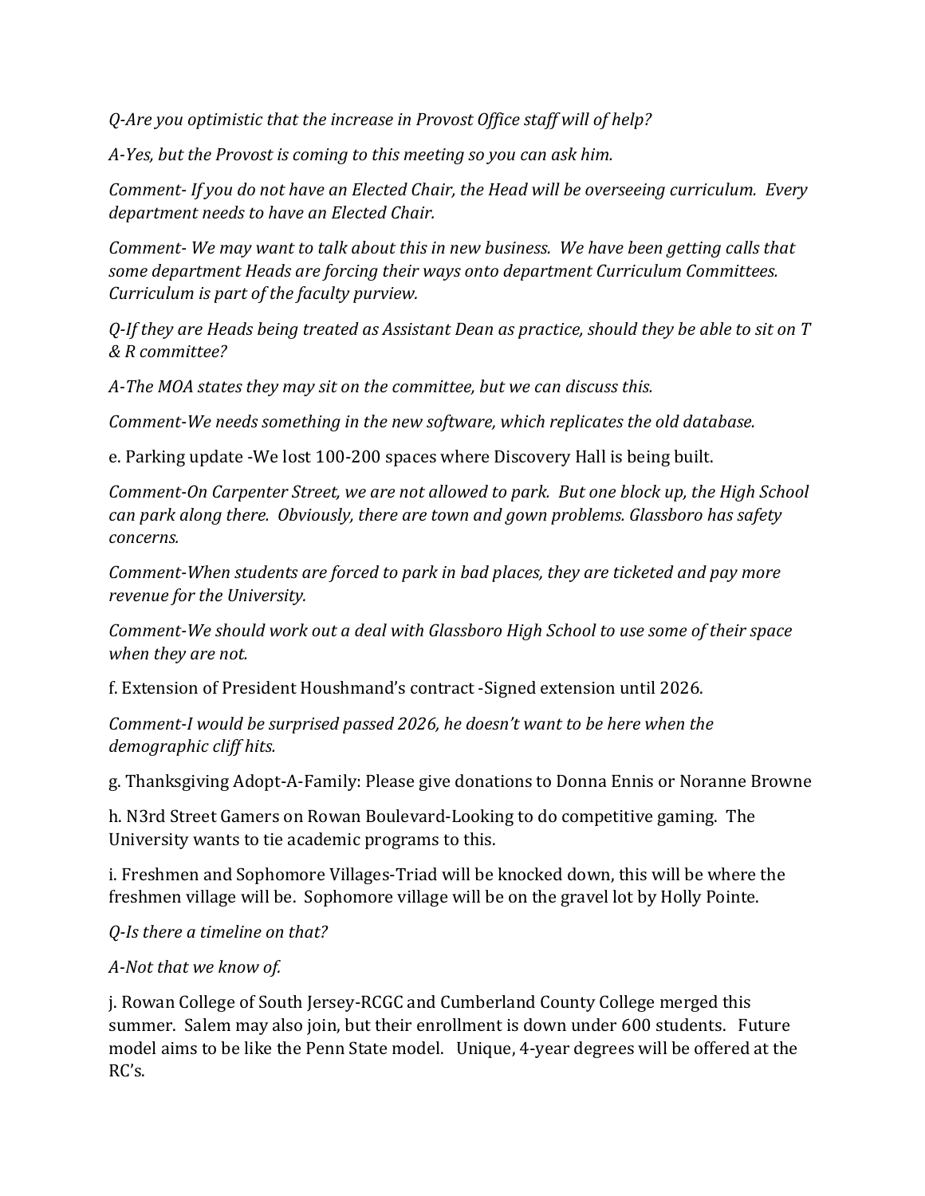*Q-Are you optimistic that the increase in Provost Office staff will of help?*

*A-Yes, but the Provost is coming to this meeting so you can ask him.*

*Comment- If you do not have an Elected Chair, the Head will be overseeing curriculum. Every department needs to have an Elected Chair.*

*Comment- We may want to talk about this in new business. We have been getting calls that some department Heads are forcing their ways onto department Curriculum Committees. Curriculum is part of the faculty purview.*

*Q-If they are Heads being treated as Assistant Dean as practice, should they be able to sit on T & R committee?*

*A-The MOA states they may sit on the committee, but we can discuss this.*

*Comment-We needs something in the new software, which replicates the old database.*

e. Parking update -We lost 100-200 spaces where Discovery Hall is being built.

*Comment-On Carpenter Street, we are not allowed to park. But one block up, the High School can park along there. Obviously, there are town and gown problems. Glassboro has safety concerns.*

*Comment-When students are forced to park in bad places, they are ticketed and pay more revenue for the University.*

*Comment-We should work out a deal with Glassboro High School to use some of their space when they are not.*

f. Extension of President Houshmand's contract -Signed extension until 2026.

*Comment-I would be surprised passed 2026, he doesn't want to be here when the demographic cliff hits.*

g. Thanksgiving Adopt-A-Family: Please give donations to Donna Ennis or Noranne Browne

h. N3rd Street Gamers on Rowan Boulevard-Looking to do competitive gaming. The University wants to tie academic programs to this.

i. Freshmen and Sophomore Villages-Triad will be knocked down, this will be where the freshmen village will be. Sophomore village will be on the gravel lot by Holly Pointe.

*Q-Is there a timeline on that?*

*A-Not that we know of.*

j. Rowan College of South Jersey-RCGC and Cumberland County College merged this summer. Salem may also join, but their enrollment is down under 600 students. Future model aims to be like the Penn State model. Unique, 4-year degrees will be offered at the RC's.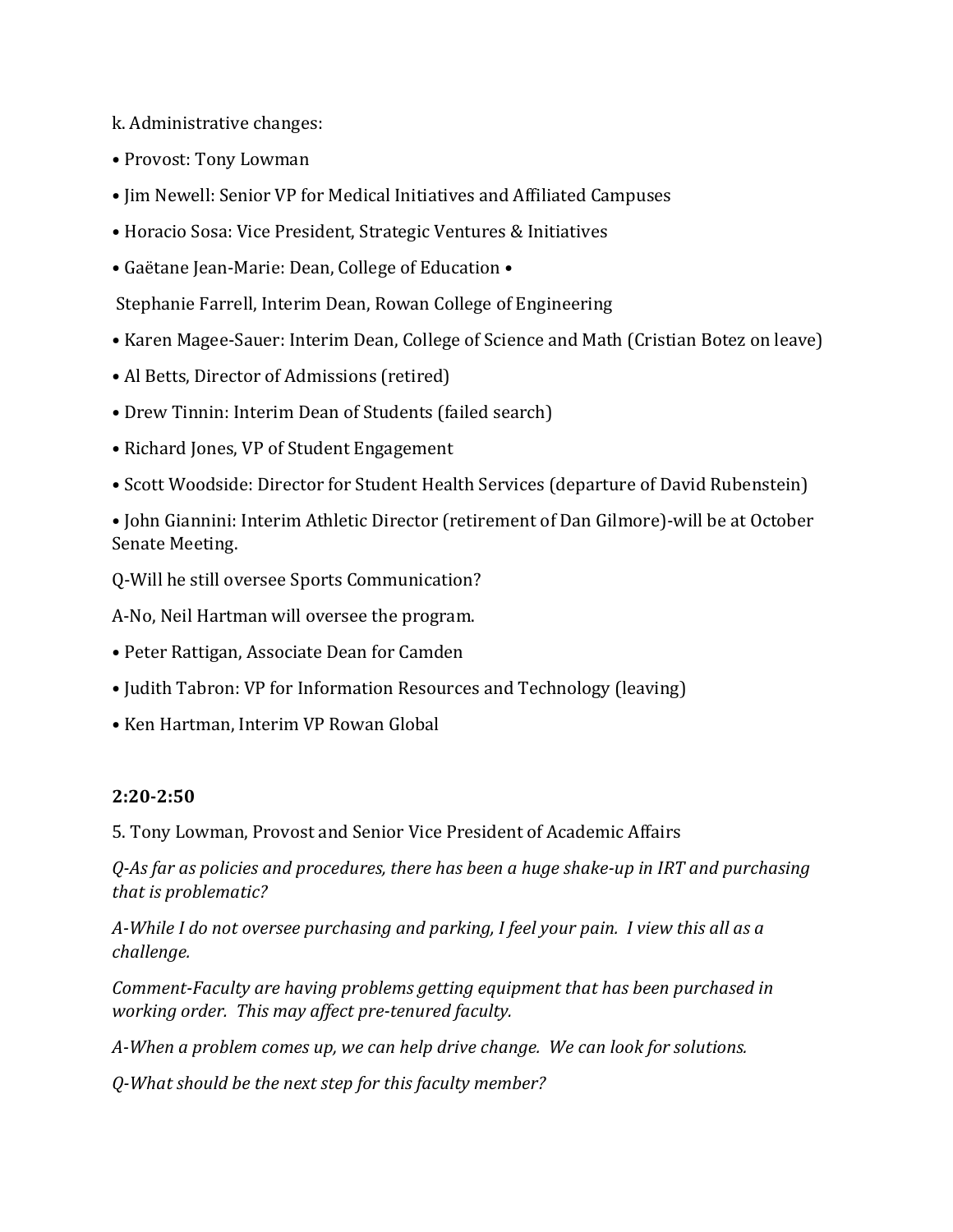k. Administrative changes:

• Provost: Tony Lowman

• Jim Newell: Senior VP for Medical Initiatives and Affiliated Campuses

• Horacio Sosa: Vice President, Strategic Ventures & Initiatives

• Gaëtane Jean-Marie: Dean, College of Education •

Stephanie Farrell, Interim Dean, Rowan College of Engineering

• Karen Magee-Sauer: Interim Dean, College of Science and Math (Cristian Botez on leave)

• Al Betts, Director of Admissions (retired)

• Drew Tinnin: Interim Dean of Students (failed search)

• Richard Jones, VP of Student Engagement

• Scott Woodside: Director for Student Health Services (departure of David Rubenstein)

• John Giannini: Interim Athletic Director (retirement of Dan Gilmore)-will be at October Senate Meeting.

Q-Will he still oversee Sports Communication?

A-No, Neil Hartman will oversee the program.

• Peter Rattigan, Associate Dean for Camden

• Judith Tabron: VP for Information Resources and Technology (leaving)

• Ken Hartman, Interim VP Rowan Global

**2:20-2:50**

5. Tony Lowman, Provost and Senior Vice President of Academic Affairs

*Q-As far as policies and procedures, there has been a huge shake-up in IRT and purchasing that is problematic?*

*A-While I do not oversee purchasing and parking, I feel your pain. I view this all as a challenge.*

*Comment-Faculty are having problems getting equipment that has been purchased in working order. This may affect pre-tenured faculty.*

*A-When a problem comes up, we can help drive change. We can look for solutions.*

*Q-What should be the next step for this faculty member?*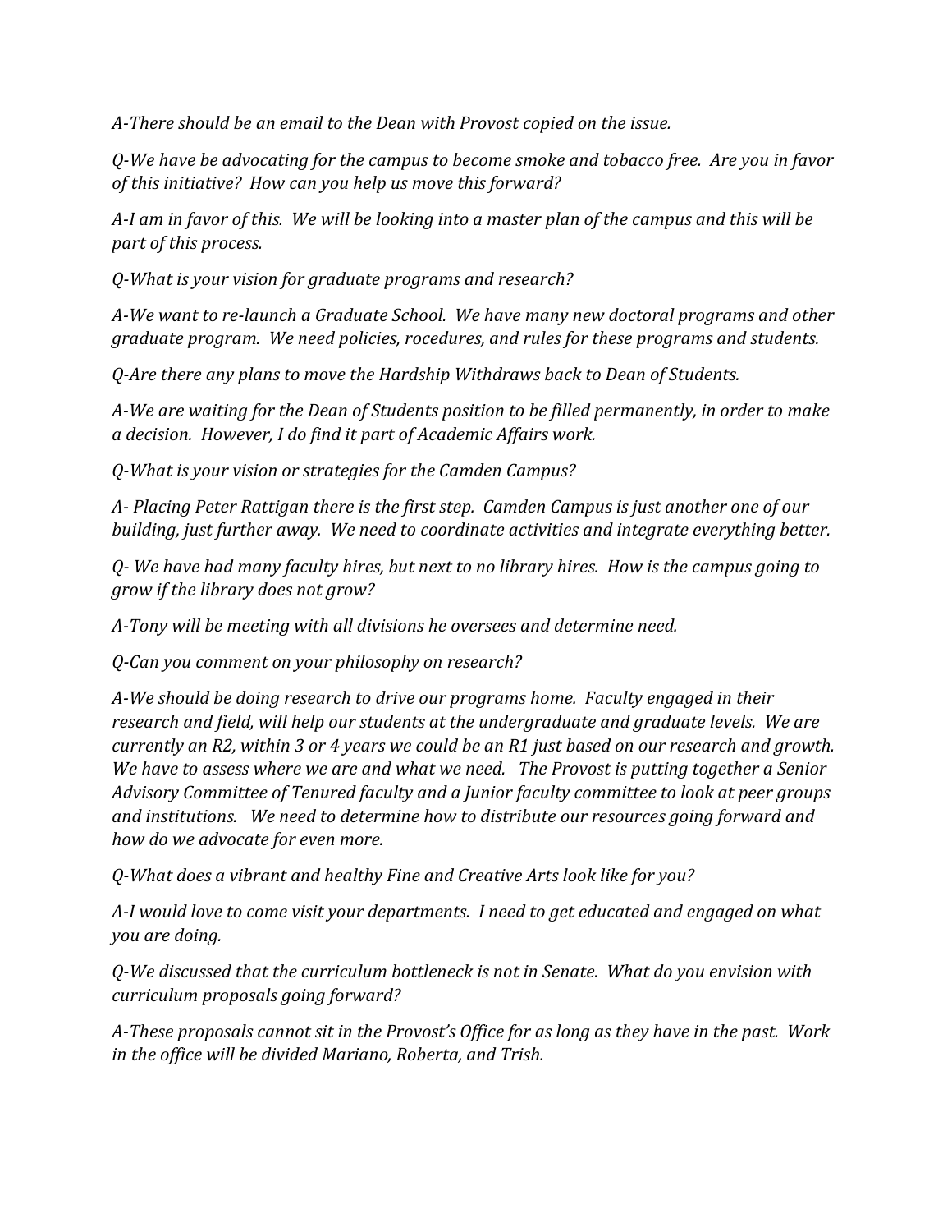*A-There should be an email to the Dean with Provost copied on the issue.*

*Q-We have be advocating for the campus to become smoke and tobacco free. Are you in favor of this initiative? How can you help us move this forward?*

*A-I am in favor of this. We will be looking into a master plan of the campus and this will be part of this process.*

*Q-What is your vision for graduate programs and research?*

*A-We want to re-launch a Graduate School. We have many new doctoral programs and other graduate program. We need policies, rocedures, and rules for these programs and students.*

*Q-Are there any plans to move the Hardship Withdraws back to Dean of Students.*

*A-We are waiting for the Dean of Students position to be filled permanently, in order to make a decision. However, I do find it part of Academic Affairs work.*

*Q-What is your vision or strategies for the Camden Campus?*

*A- Placing Peter Rattigan there is the first step. Camden Campus is just another one of our building, just further away. We need to coordinate activities and integrate everything better.*

*Q- We have had many faculty hires, but next to no library hires. How is the campus going to grow if the library does not grow?*

*A-Tony will be meeting with all divisions he oversees and determine need.*

*Q-Can you comment on your philosophy on research?*

*A-We should be doing research to drive our programs home. Faculty engaged in their research and field, will help our students at the undergraduate and graduate levels. We are currently an R2, within 3 or 4 years we could be an R1 just based on our research and growth. We have to assess where we are and what we need. The Provost is putting together a Senior Advisory Committee of Tenured faculty and a Junior faculty committee to look at peer groups and institutions. We need to determine how to distribute our resources going forward and how do we advocate for even more.*

*Q-What does a vibrant and healthy Fine and Creative Arts look like for you?*

*A-I would love to come visit your departments. I need to get educated and engaged on what you are doing.*

*Q-We discussed that the curriculum bottleneck is not in Senate. What do you envision with curriculum proposals going forward?*

*A-These proposals cannot sit in the Provost's Office for as long as they have in the past. Work in the office will be divided Mariano, Roberta, and Trish.*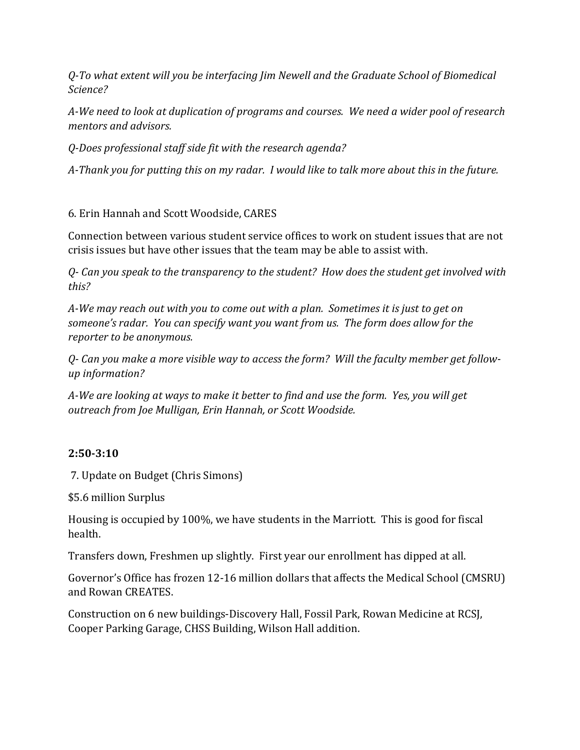*Q-To what extent will you be interfacing Jim Newell and the Graduate School of Biomedical Science?*

*A-We need to look at duplication of programs and courses. We need a wider pool of research mentors and advisors.*

*Q-Does professional staff side fit with the research agenda?*

*A-Thank you for putting this on my radar. I would like to talk more about this in the future.*

6. Erin Hannah and Scott Woodside, CARES

Connection between various student service offices to work on student issues that are not crisis issues but have other issues that the team may be able to assist with.

*Q- Can you speak to the transparency to the student? How does the student get involved with this?*

*A-We may reach out with you to come out with a plan. Sometimes it is just to get on someone's radar. You can specify want you want from us. The form does allow for the reporter to be anonymous.*

*Q- Can you make a more visible way to access the form? Will the faculty member get follow-up information?*

*A-We are looking at ways to make it better to find and use the form. Yes, you will get outreach from Joe Mulligan, Erin Hannah, or Scott Woodside.*

**2:50-3:10**

7. Update on Budget (Chris Simons)

$5.6 million Surplus

Housing is occupied by 100%, we have students in the Marriott. This is good for fiscal health.

Transfers down, Freshmen up slightly. First year our enrollment has dipped at all.

Governor's Office has frozen 12-16 million dollars that affects the Medical School (CMSRU) and Rowan CREATES.

Construction on 6 new buildings-Discovery Hall, Fossil Park, Rowan Medicine at RCSJ, Cooper Parking Garage, CHSS Building, Wilson Hall addition.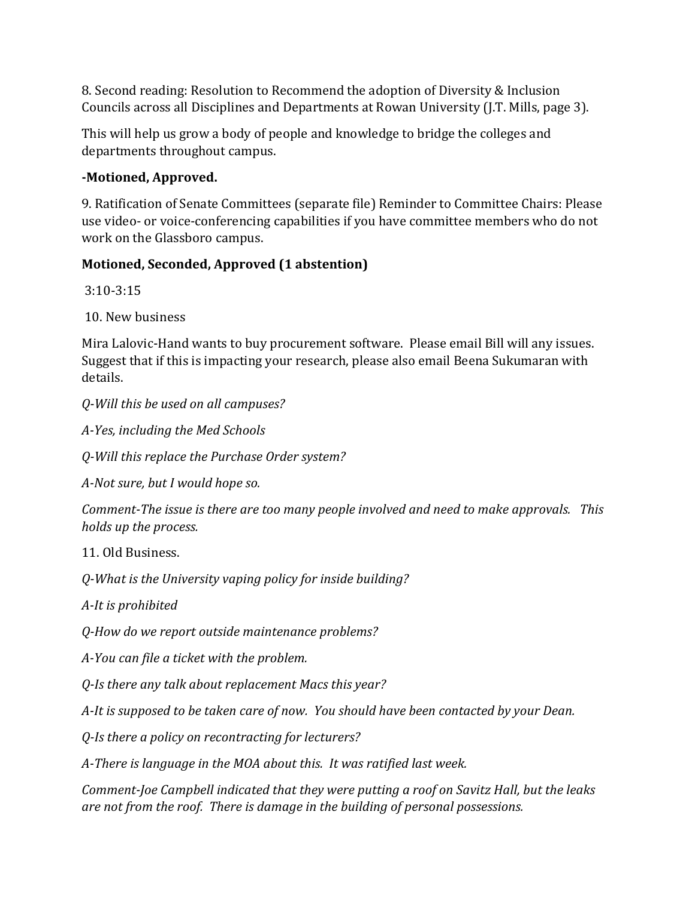8. Second reading: Resolution to Recommend the adoption of Diversity & Inclusion Councils across all Disciplines and Departments at Rowan University (J.T. Mills, page 3).

This will help us grow a body of people and knowledge to bridge the colleges and departments throughout campus.

**-Motioned, Approved.**

9. Ratification of Senate Committees (separate file) Reminder to Committee Chairs: Please use video- or voice-conferencing capabilities if you have committee members who do not work on the Glassboro campus.

**Motioned, Seconded, Approved (1 abstention)**

3:10-3:15

10. New business

Mira Lalovic-Hand wants to buy procurement software. Please email Bill will any issues. Suggest that if this is impacting your research, please also email Beena Sukumaran with details.

*Q-Will this be used on all campuses?*

*A-Yes, including the Med Schools*

*Q-Will this replace the Purchase Order system?*

*A-Not sure, but I would hope so.*

*Comment-The issue is there are too many people involved and need to make approvals. This holds up the process.*

11. Old Business.

*Q-What is the University vaping policy for inside building?*

*A-It is prohibited*

*Q-How do we report outside maintenance problems?*

*A-You can file a ticket with the problem.*

*Q-Is there any talk about replacement Macs this year?*

*A-It is supposed to be taken care of now. You should have been contacted by your Dean.*

*Q-Is there a policy on recontracting for lecturers?*

*A-There is language in the MOA about this. It was ratified last week.*

*Comment-Joe Campbell indicated that they were putting a roof on Savitz Hall, but the leaks are not from the roof. There is damage in the building of personal possessions.*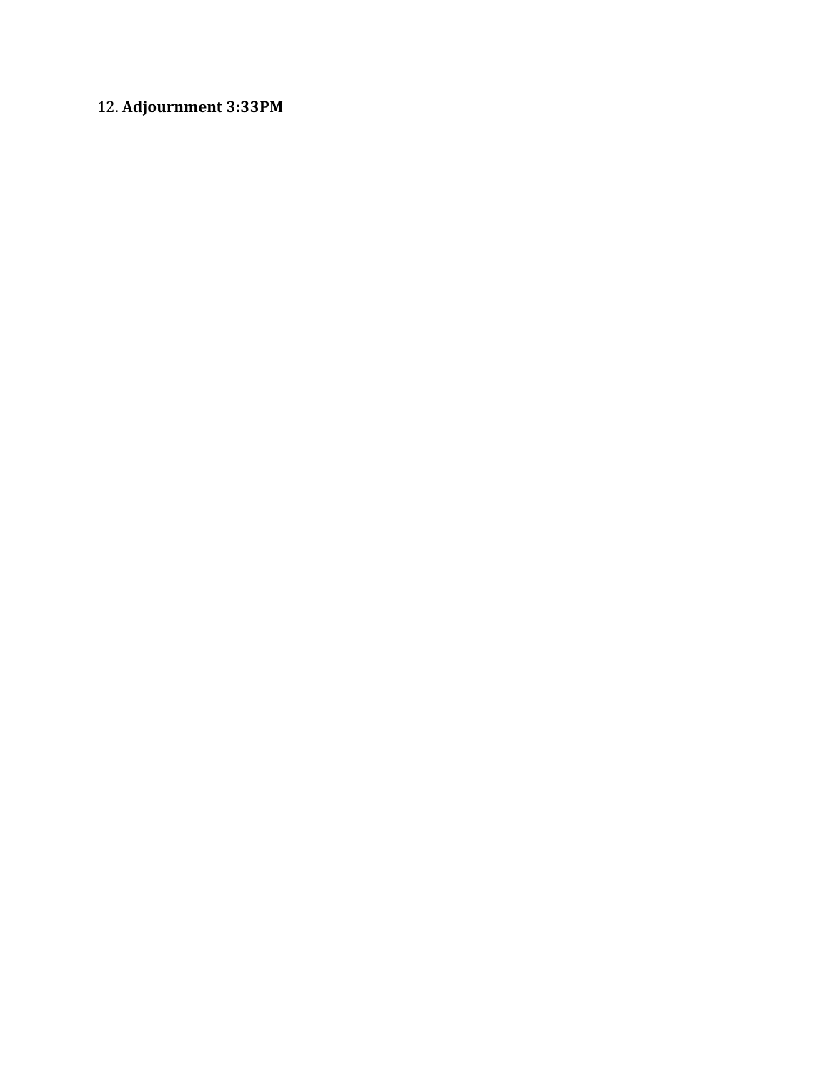12. **Adjournment 3:33PM**